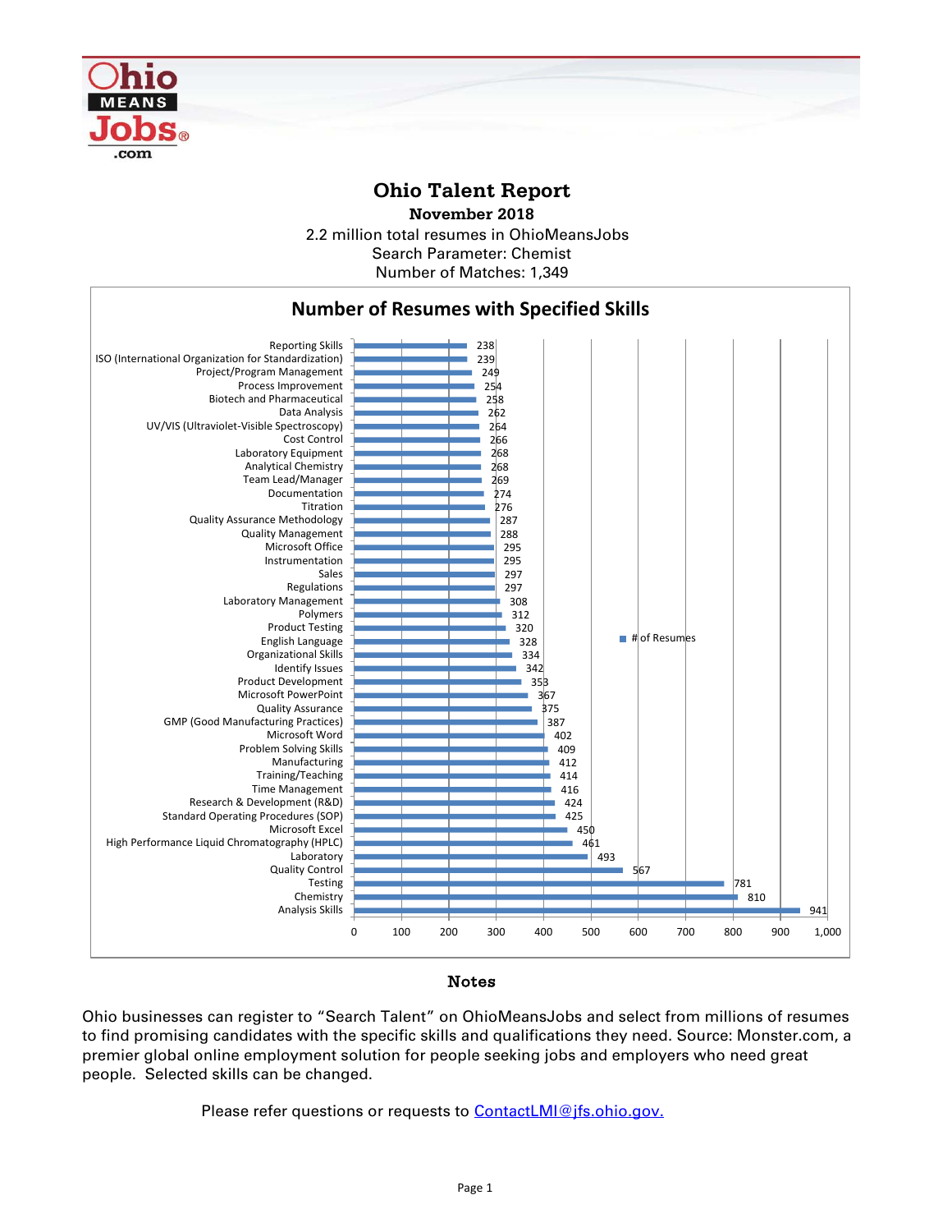# Ohio Talent Report

**November 2018**

2.2 million total resumes in OhioMeansJobs
Search Parameter: Chemist
Number of Matches: 1,349

## Number of Resumes with Specified Skills

| Skill | # of Resumes |
|---|---|
| Reporting Skills | 238 |
| ISO (International Organization for Standardization) | 239 |
| Project/Program Management | 249 |
| Process Improvement | 254 |
| Biotech and Pharmaceutical | 258 |
| Data Analysis | 262 |
| UV/VIS (Ultraviolet-Visible Spectroscopy) | 264 |
| Cost Control | 266 |
| Laboratory Equipment | 268 |
| Analytical Chemistry | 268 |
| Team Lead/Manager | 269 |
| Documentation | 274 |
| Titration | 276 |
| Quality Assurance Methodology | 287 |
| Quality Management | 288 |
| Microsoft Office | 295 |
| Instrumentation | 295 |
| Sales | 297 |
| Regulations | 297 |
| Laboratory Management | 308 |
| Polymers | 312 |
| Product Testing | 320 |
| English Language | 328 |
| Organizational Skills | 334 |
| Identify Issues | 342 |
| Product Development | 353 |
| Microsoft PowerPoint | 367 |
| Quality Assurance | 375 |
| GMP (Good Manufacturing Practices) | 387 |
| Microsoft Word | 402 |
| Problem Solving Skills | 409 |
| Manufacturing | 412 |
| Training/Teaching | 414 |
| Time Management | 416 |
| Research & Development (R&D) | 424 |
| Standard Operating Procedures (SOP) | 425 |
| Microsoft Excel | 450 |
| High Performance Liquid Chromatography (HPLC) | 461 |
| Laboratory | 493 |
| Quality Control | 567 |
| Testing | 781 |
| Chemistry | 810 |
| Analysis Skills | 941 |

## Notes

Ohio businesses can register to "Search Talent" on OhioMeansJobs and select from millions of resumes to find promising candidates with the specific skills and qualifications they need. Source: Monster.com, a premier global online employment solution for people seeking jobs and employers who need great people. Selected skills can be changed.

Please refer questions or requests to ContactLMI@jfs.ohio.gov.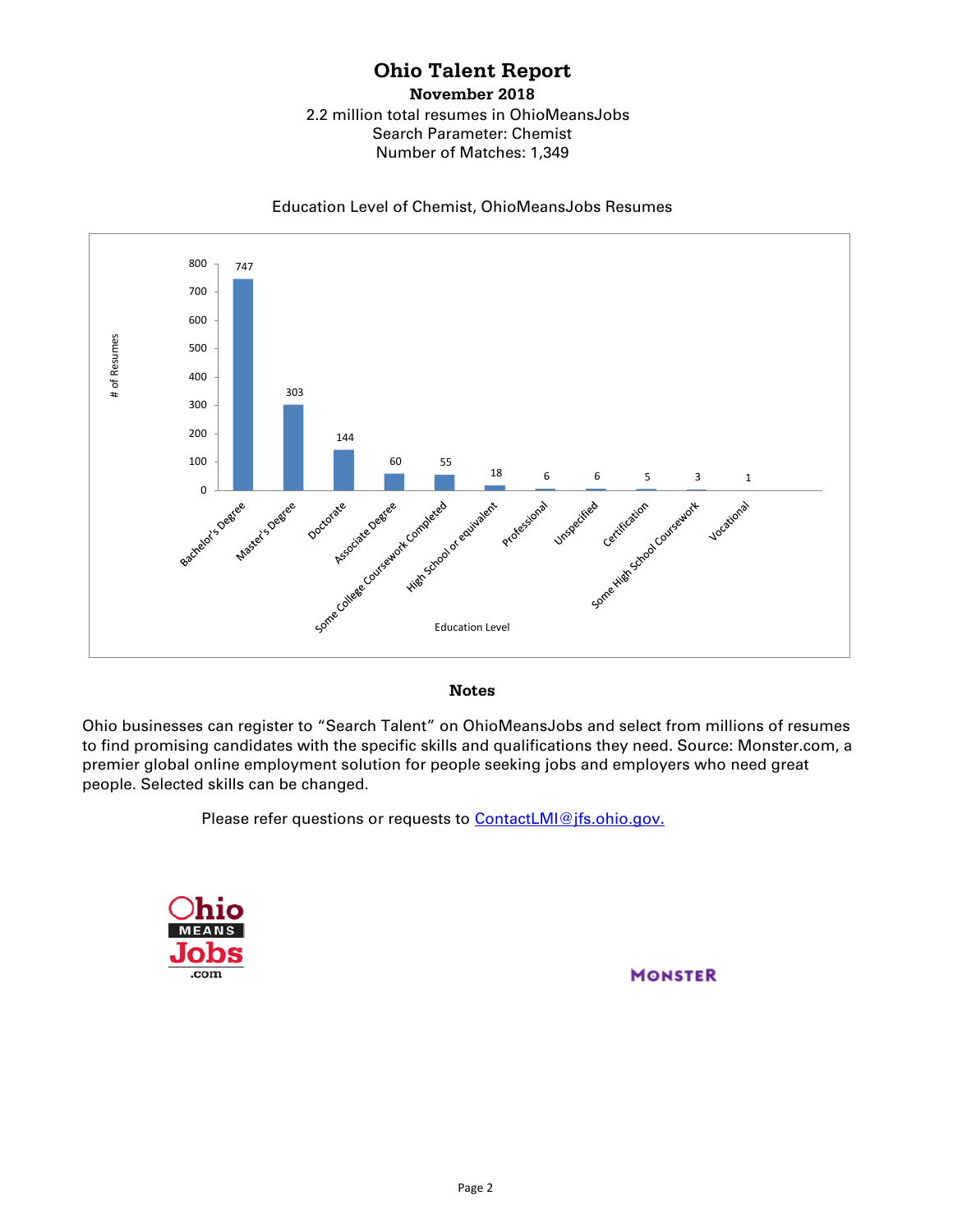# Ohio Talent Report

**November 2018**

2.2 million total resumes in OhioMeansJobs

Search Parameter: Chemist

Number of Matches: 1,349

Education Level of Chemist, OhioMeansJobs Resumes

# of Resumes

800
700
600
500
400
300
200
100
0

747
303
144
60
55
18
6
6
5
3
1

Bachelor's Degree
Master's Degree
Doctorate
Associate Degree
Some College Coursework Completed
High School or equivalent
Professional
Unspecified
Certification
Some High School Coursework
Vocational

Education Level

**Notes**

Ohio businesses can register to "Search Talent" on OhioMeansJobs and select from millions of resumes to find promising candidates with the specific skills and qualifications they need. Source: Monster.com, a premier global online employment solution for people seeking jobs and employers who need great people. Selected skills can be changed.

Please refer questions or requests to ContactLMI@jfs.ohio.gov.

Ohio MEANS Jobs .com

MONSTER